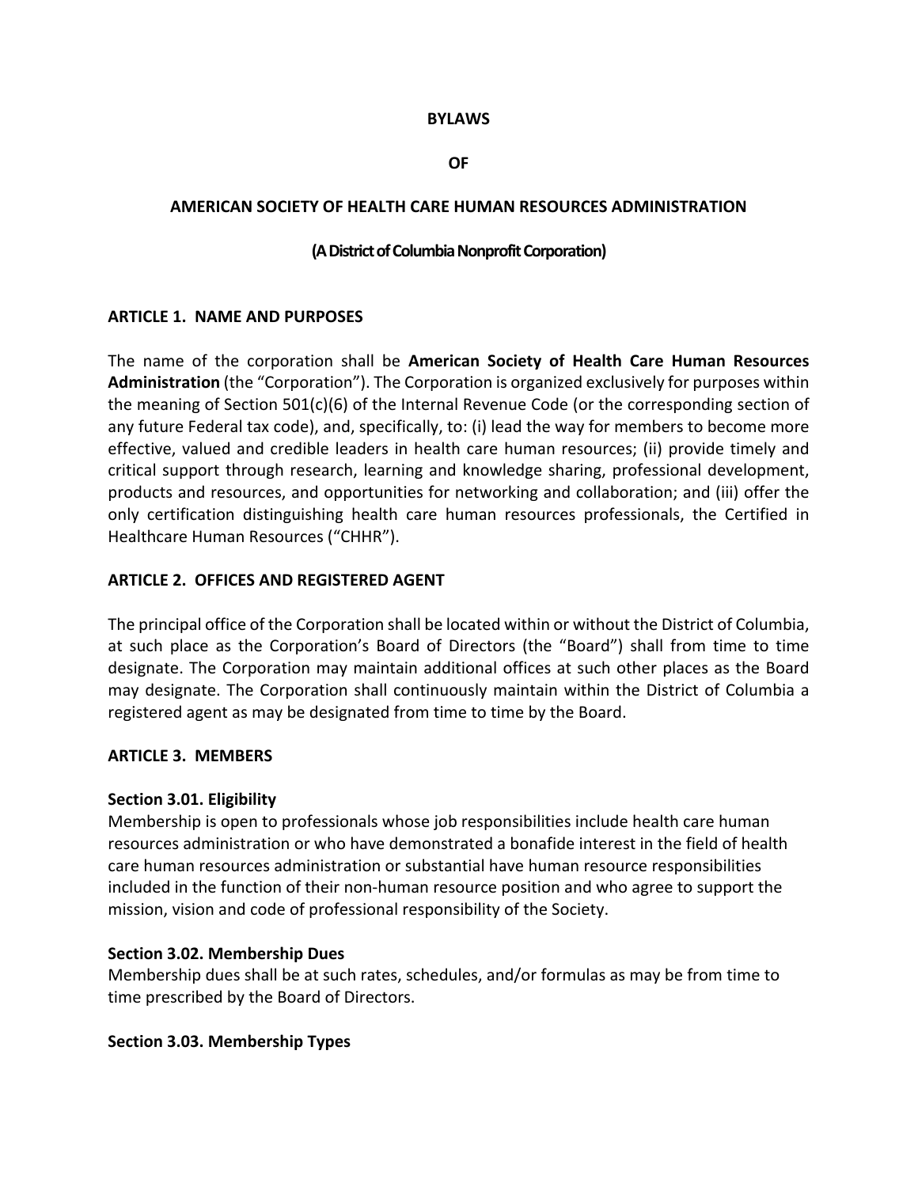# BYLAWS

# OF

# AMERICAN SOCIETY OF HEALTH CARE HUMAN RESOURCES ADMINISTRATION

**(A District of Columbia Nonprofit Corporation)**

## ARTICLE 1. NAME AND PURPOSES

The name of the corporation shall be **American Society of Health Care Human Resources Administration** (the "Corporation"). The Corporation is organized exclusively for purposes within the meaning of Section 501(c)(6) of the Internal Revenue Code (or the corresponding section of any future Federal tax code), and, specifically, to: (i) lead the way for members to become more effective, valued and credible leaders in health care human resources; (ii) provide timely and critical support through research, learning and knowledge sharing, professional development, products and resources, and opportunities for networking and collaboration; and (iii) offer the only certification distinguishing health care human resources professionals, the Certified in Healthcare Human Resources ("CHHR").

## ARTICLE 2. OFFICES AND REGISTERED AGENT

The principal office of the Corporation shall be located within or without the District of Columbia, at such place as the Corporation's Board of Directors (the "Board") shall from time to time designate. The Corporation may maintain additional offices at such other places as the Board may designate. The Corporation shall continuously maintain within the District of Columbia a registered agent as may be designated from time to time by the Board.

## ARTICLE 3. MEMBERS

### Section 3.01. Eligibility

Membership is open to professionals whose job responsibilities include health care human resources administration or who have demonstrated a bonafide interest in the field of health care human resources administration or substantial have human resource responsibilities included in the function of their non-human resource position and who agree to support the mission, vision and code of professional responsibility of the Society.

### Section 3.02. Membership Dues

Membership dues shall be at such rates, schedules, and/or formulas as may be from time to time prescribed by the Board of Directors.

### Section 3.03. Membership Types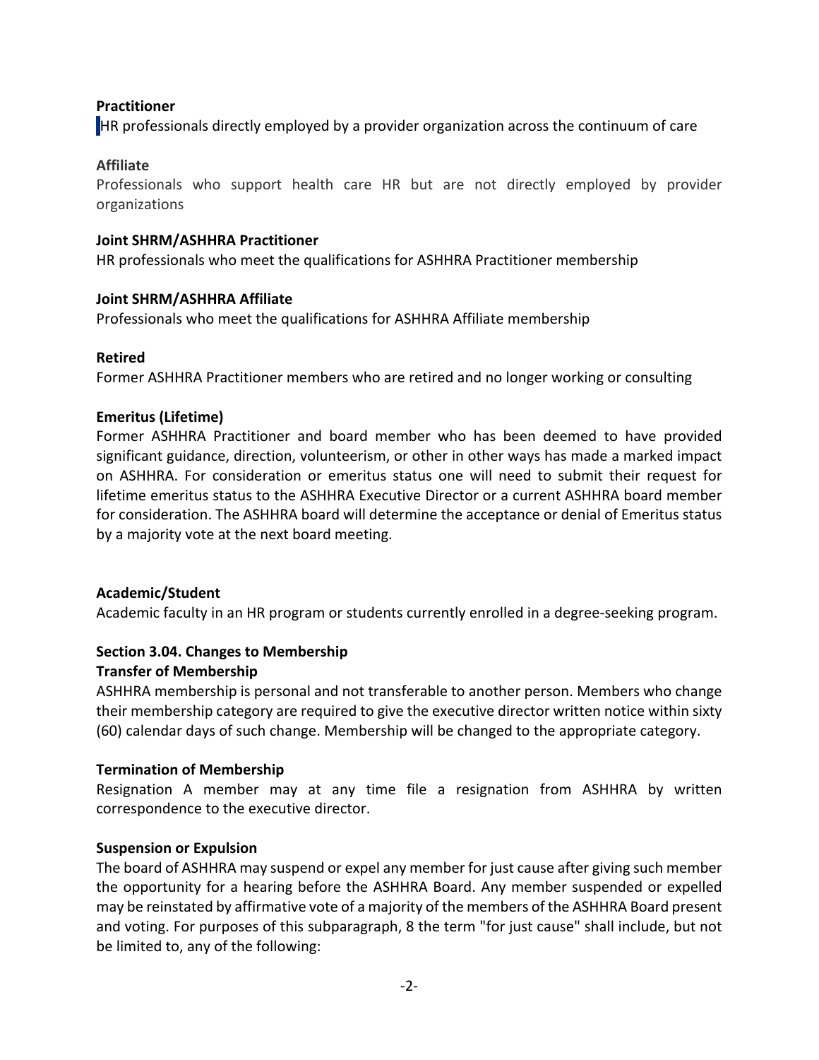**Practitioner**

HR professionals directly employed by a provider organization across the continuum of care

**Affiliate**

Professionals who support health care HR but are not directly employed by provider organizations

**Joint SHRM/ASHHRA Practitioner**

HR professionals who meet the qualifications for ASHHRA Practitioner membership

**Joint SHRM/ASHHRA Affiliate**

Professionals who meet the qualifications for ASHHRA Affiliate membership

**Retired**

Former ASHHRA Practitioner members who are retired and no longer working or consulting

**Emeritus (Lifetime)**

Former ASHHRA Practitioner and board member who has been deemed to have provided significant guidance, direction, volunteerism, or other in other ways has made a marked impact on ASHHRA. For consideration or emeritus status one will need to submit their request for lifetime emeritus status to the ASHHRA Executive Director or a current ASHHRA board member for consideration. The ASHHRA board will determine the acceptance or denial of Emeritus status by a majority vote at the next board meeting.

**Academic/Student**

Academic faculty in an HR program or students currently enrolled in a degree-seeking program.

**Section 3.04. Changes to Membership**

**Transfer of Membership**

ASHHRA membership is personal and not transferable to another person. Members who change their membership category are required to give the executive director written notice within sixty (60) calendar days of such change. Membership will be changed to the appropriate category.

**Termination of Membership**

Resignation A member may at any time file a resignation from ASHHRA by written correspondence to the executive director.

**Suspension or Expulsion**

The board of ASHHRA may suspend or expel any member for just cause after giving such member the opportunity for a hearing before the ASHHRA Board. Any member suspended or expelled may be reinstated by affirmative vote of a majority of the members of the ASHHRA Board present and voting. For purposes of this subparagraph, 8 the term "for just cause" shall include, but not be limited to, any of the following: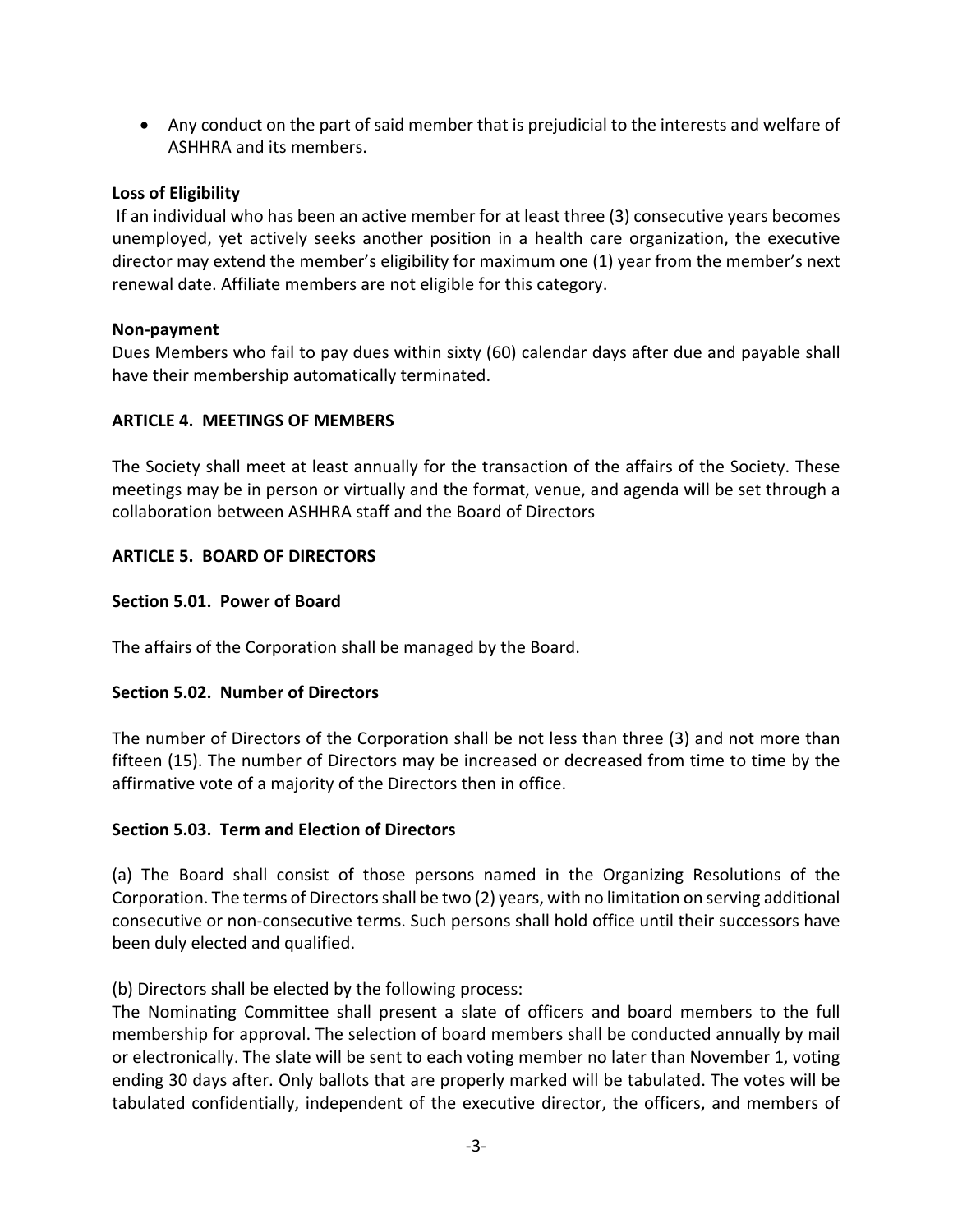- Any conduct on the part of said member that is prejudicial to the interests and welfare of ASHHRA and its members.

**Loss of Eligibility**

If an individual who has been an active member for at least three (3) consecutive years becomes unemployed, yet actively seeks another position in a health care organization, the executive director may extend the member's eligibility for maximum one (1) year from the member's next renewal date. Affiliate members are not eligible for this category.

**Non-payment**

Dues Members who fail to pay dues within sixty (60) calendar days after due and payable shall have their membership automatically terminated.

## ARTICLE 4. MEETINGS OF MEMBERS

The Society shall meet at least annually for the transaction of the affairs of the Society. These meetings may be in person or virtually and the format, venue, and agenda will be set through a collaboration between ASHHRA staff and the Board of Directors

## ARTICLE 5. BOARD OF DIRECTORS

### Section 5.01. Power of Board

The affairs of the Corporation shall be managed by the Board.

### Section 5.02. Number of Directors

The number of Directors of the Corporation shall be not less than three (3) and not more than fifteen (15). The number of Directors may be increased or decreased from time to time by the affirmative vote of a majority of the Directors then in office.

### Section 5.03. Term and Election of Directors

(a) The Board shall consist of those persons named in the Organizing Resolutions of the Corporation. The terms of Directors shall be two (2) years, with no limitation on serving additional consecutive or non-consecutive terms. Such persons shall hold office until their successors have been duly elected and qualified.

(b) Directors shall be elected by the following process:
The Nominating Committee shall present a slate of officers and board members to the full membership for approval. The selection of board members shall be conducted annually by mail or electronically. The slate will be sent to each voting member no later than November 1, voting ending 30 days after. Only ballots that are properly marked will be tabulated. The votes will be tabulated confidentially, independent of the executive director, the officers, and members of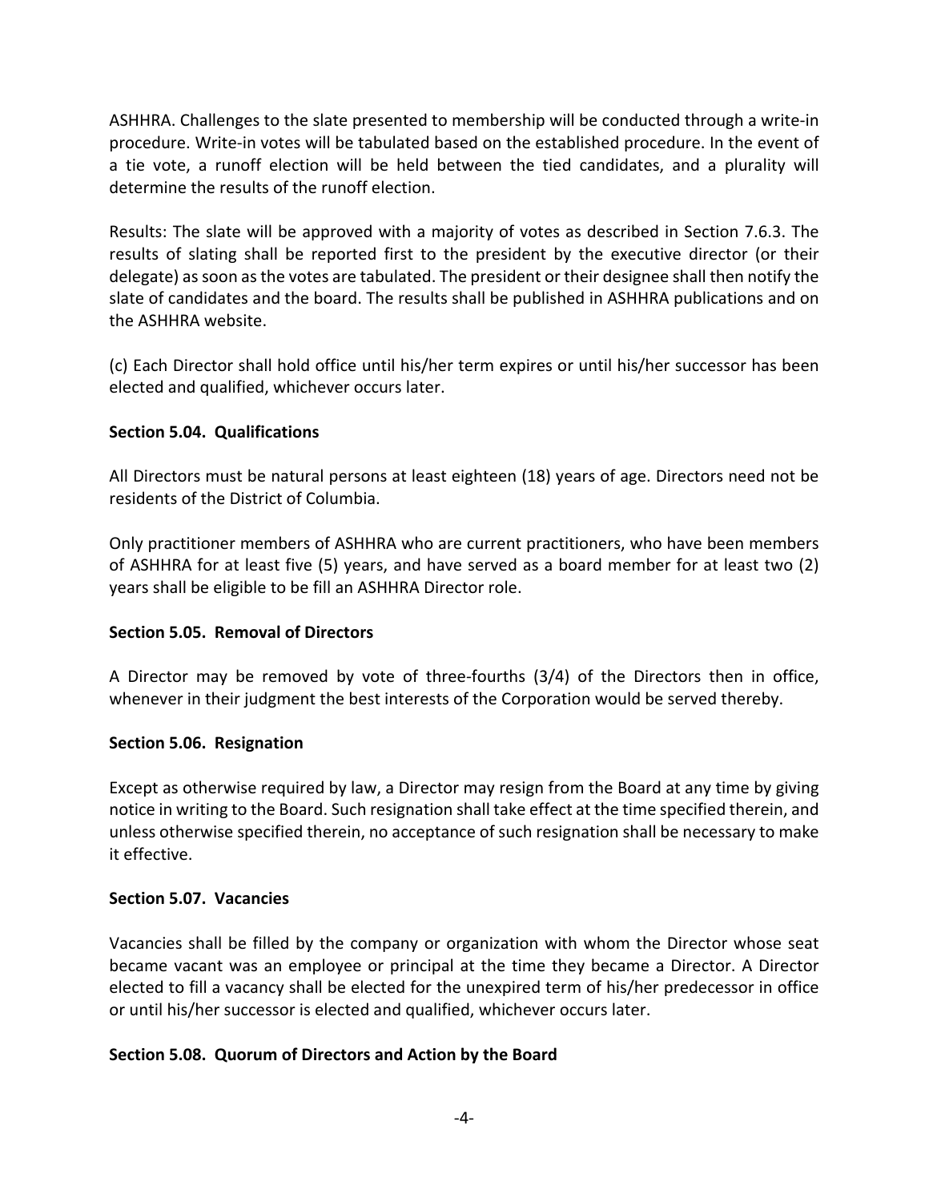ASHHRA. Challenges to the slate presented to membership will be conducted through a write-in procedure. Write-in votes will be tabulated based on the established procedure. In the event of a tie vote, a runoff election will be held between the tied candidates, and a plurality will determine the results of the runoff election.

Results: The slate will be approved with a majority of votes as described in Section 7.6.3. The results of slating shall be reported first to the president by the executive director (or their delegate) as soon as the votes are tabulated. The president or their designee shall then notify the slate of candidates and the board. The results shall be published in ASHHRA publications and on the ASHHRA website.

(c) Each Director shall hold office until his/her term expires or until his/her successor has been elected and qualified, whichever occurs later.

**Section 5.04. Qualifications**

All Directors must be natural persons at least eighteen (18) years of age. Directors need not be residents of the District of Columbia.

Only practitioner members of ASHHRA who are current practitioners, who have been members of ASHHRA for at least five (5) years, and have served as a board member for at least two (2) years shall be eligible to be fill an ASHHRA Director role.

**Section 5.05. Removal of Directors**

A Director may be removed by vote of three-fourths (3/4) of the Directors then in office, whenever in their judgment the best interests of the Corporation would be served thereby.

**Section 5.06. Resignation**

Except as otherwise required by law, a Director may resign from the Board at any time by giving notice in writing to the Board. Such resignation shall take effect at the time specified therein, and unless otherwise specified therein, no acceptance of such resignation shall be necessary to make it effective.

**Section 5.07. Vacancies**

Vacancies shall be filled by the company or organization with whom the Director whose seat became vacant was an employee or principal at the time they became a Director. A Director elected to fill a vacancy shall be elected for the unexpired term of his/her predecessor in office or until his/her successor is elected and qualified, whichever occurs later.

**Section 5.08. Quorum of Directors and Action by the Board**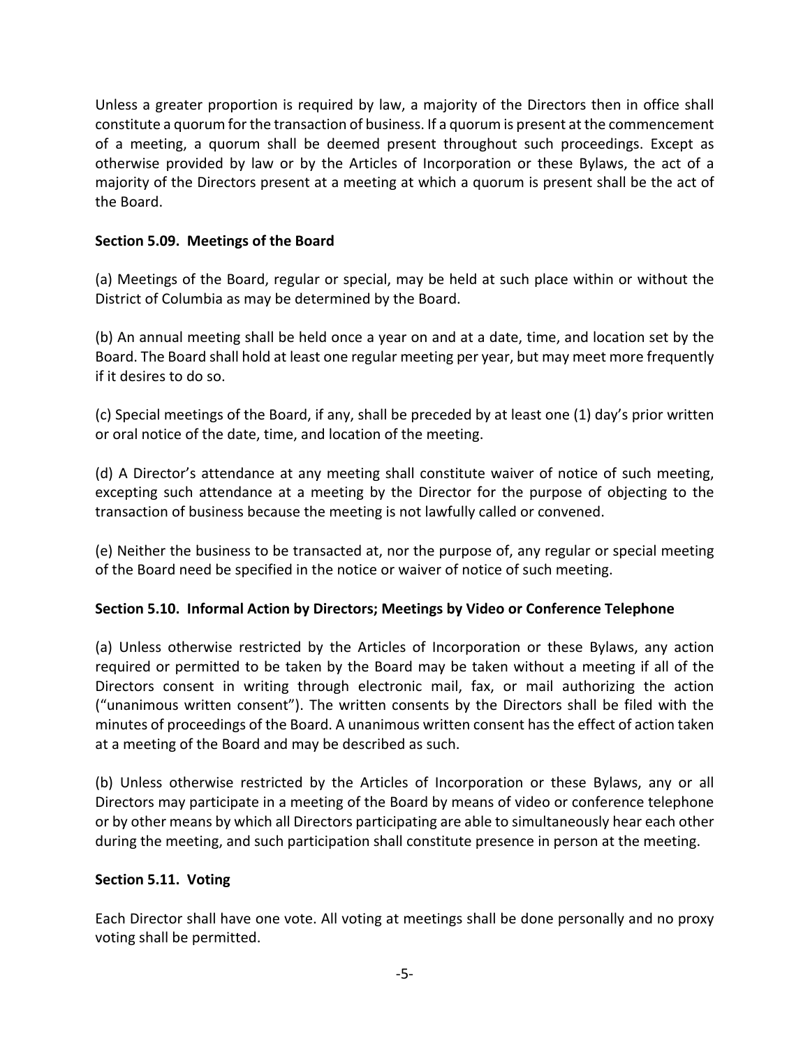Unless a greater proportion is required by law, a majority of the Directors then in office shall constitute a quorum for the transaction of business. If a quorum is present at the commencement of a meeting, a quorum shall be deemed present throughout such proceedings. Except as otherwise provided by law or by the Articles of Incorporation or these Bylaws, the act of a majority of the Directors present at a meeting at which a quorum is present shall be the act of the Board.

**Section 5.09. Meetings of the Board**

(a) Meetings of the Board, regular or special, may be held at such place within or without the District of Columbia as may be determined by the Board.

(b) An annual meeting shall be held once a year on and at a date, time, and location set by the Board. The Board shall hold at least one regular meeting per year, but may meet more frequently if it desires to do so.

(c) Special meetings of the Board, if any, shall be preceded by at least one (1) day's prior written or oral notice of the date, time, and location of the meeting.

(d) A Director's attendance at any meeting shall constitute waiver of notice of such meeting, excepting such attendance at a meeting by the Director for the purpose of objecting to the transaction of business because the meeting is not lawfully called or convened.

(e) Neither the business to be transacted at, nor the purpose of, any regular or special meeting of the Board need be specified in the notice or waiver of notice of such meeting.

**Section 5.10. Informal Action by Directors; Meetings by Video or Conference Telephone**

(a) Unless otherwise restricted by the Articles of Incorporation or these Bylaws, any action required or permitted to be taken by the Board may be taken without a meeting if all of the Directors consent in writing through electronic mail, fax, or mail authorizing the action ("unanimous written consent"). The written consents by the Directors shall be filed with the minutes of proceedings of the Board. A unanimous written consent has the effect of action taken at a meeting of the Board and may be described as such.

(b) Unless otherwise restricted by the Articles of Incorporation or these Bylaws, any or all Directors may participate in a meeting of the Board by means of video or conference telephone or by other means by which all Directors participating are able to simultaneously hear each other during the meeting, and such participation shall constitute presence in person at the meeting.

**Section 5.11. Voting**

Each Director shall have one vote. All voting at meetings shall be done personally and no proxy voting shall be permitted.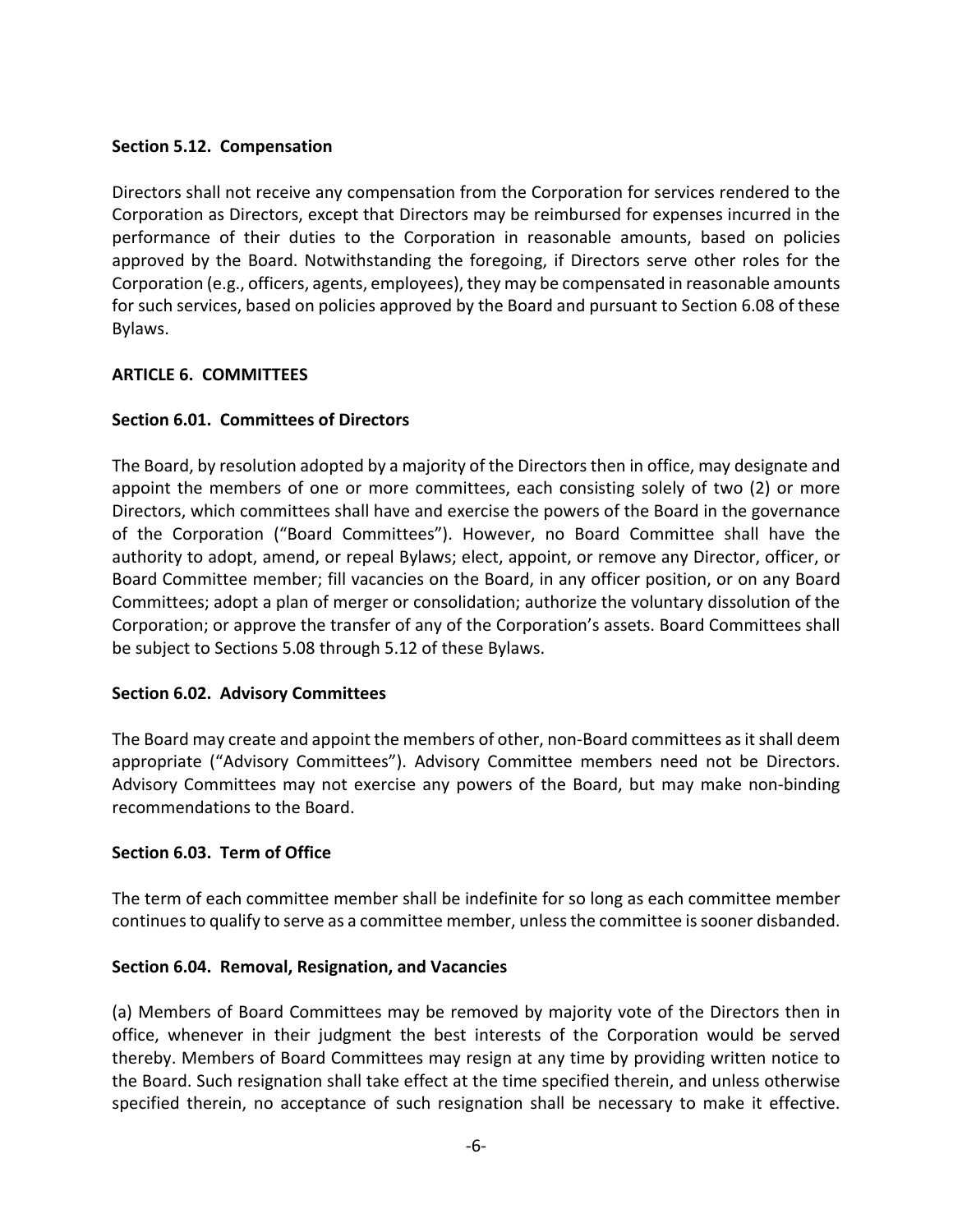**Section 5.12. Compensation**

Directors shall not receive any compensation from the Corporation for services rendered to the Corporation as Directors, except that Directors may be reimbursed for expenses incurred in the performance of their duties to the Corporation in reasonable amounts, based on policies approved by the Board. Notwithstanding the foregoing, if Directors serve other roles for the Corporation (e.g., officers, agents, employees), they may be compensated in reasonable amounts for such services, based on policies approved by the Board and pursuant to Section 6.08 of these Bylaws.

## ARTICLE 6. COMMITTEES

**Section 6.01. Committees of Directors**

The Board, by resolution adopted by a majority of the Directors then in office, may designate and appoint the members of one or more committees, each consisting solely of two (2) or more Directors, which committees shall have and exercise the powers of the Board in the governance of the Corporation ("Board Committees"). However, no Board Committee shall have the authority to adopt, amend, or repeal Bylaws; elect, appoint, or remove any Director, officer, or Board Committee member; fill vacancies on the Board, in any officer position, or on any Board Committees; adopt a plan of merger or consolidation; authorize the voluntary dissolution of the Corporation; or approve the transfer of any of the Corporation's assets. Board Committees shall be subject to Sections 5.08 through 5.12 of these Bylaws.

**Section 6.02. Advisory Committees**

The Board may create and appoint the members of other, non-Board committees as it shall deem appropriate ("Advisory Committees"). Advisory Committee members need not be Directors. Advisory Committees may not exercise any powers of the Board, but may make non-binding recommendations to the Board.

**Section 6.03. Term of Office**

The term of each committee member shall be indefinite for so long as each committee member continues to qualify to serve as a committee member, unless the committee is sooner disbanded.

**Section 6.04. Removal, Resignation, and Vacancies**

(a) Members of Board Committees may be removed by majority vote of the Directors then in office, whenever in their judgment the best interests of the Corporation would be served thereby. Members of Board Committees may resign at any time by providing written notice to the Board. Such resignation shall take effect at the time specified therein, and unless otherwise specified therein, no acceptance of such resignation shall be necessary to make it effective.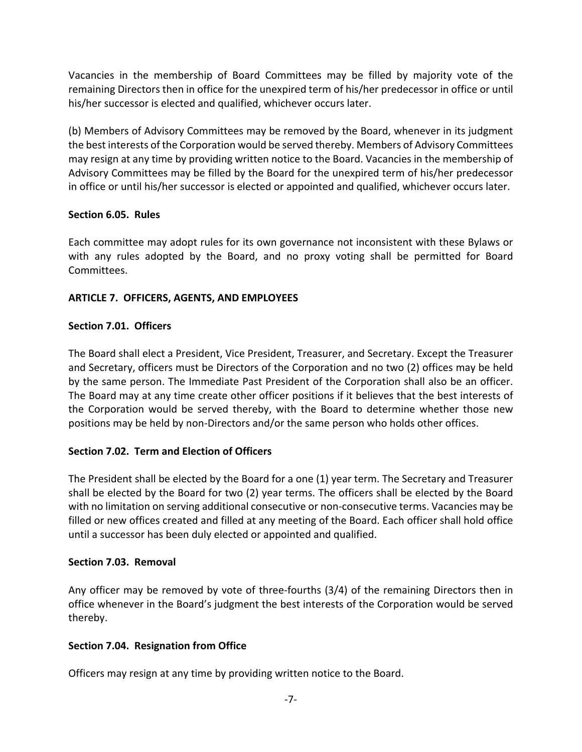Vacancies in the membership of Board Committees may be filled by majority vote of the remaining Directors then in office for the unexpired term of his/her predecessor in office or until his/her successor is elected and qualified, whichever occurs later.

(b) Members of Advisory Committees may be removed by the Board, whenever in its judgment the best interests of the Corporation would be served thereby. Members of Advisory Committees may resign at any time by providing written notice to the Board. Vacancies in the membership of Advisory Committees may be filled by the Board for the unexpired term of his/her predecessor in office or until his/her successor is elected or appointed and qualified, whichever occurs later.

**Section 6.05. Rules**

Each committee may adopt rules for its own governance not inconsistent with these Bylaws or with any rules adopted by the Board, and no proxy voting shall be permitted for Board Committees.

**ARTICLE 7. OFFICERS, AGENTS, AND EMPLOYEES**

**Section 7.01. Officers**

The Board shall elect a President, Vice President, Treasurer, and Secretary. Except the Treasurer and Secretary, officers must be Directors of the Corporation and no two (2) offices may be held by the same person. The Immediate Past President of the Corporation shall also be an officer. The Board may at any time create other officer positions if it believes that the best interests of the Corporation would be served thereby, with the Board to determine whether those new positions may be held by non-Directors and/or the same person who holds other offices.

**Section 7.02. Term and Election of Officers**

The President shall be elected by the Board for a one (1) year term. The Secretary and Treasurer shall be elected by the Board for two (2) year terms. The officers shall be elected by the Board with no limitation on serving additional consecutive or non-consecutive terms. Vacancies may be filled or new offices created and filled at any meeting of the Board. Each officer shall hold office until a successor has been duly elected or appointed and qualified.

**Section 7.03. Removal**

Any officer may be removed by vote of three-fourths (3/4) of the remaining Directors then in office whenever in the Board's judgment the best interests of the Corporation would be served thereby.

**Section 7.04. Resignation from Office**

Officers may resign at any time by providing written notice to the Board.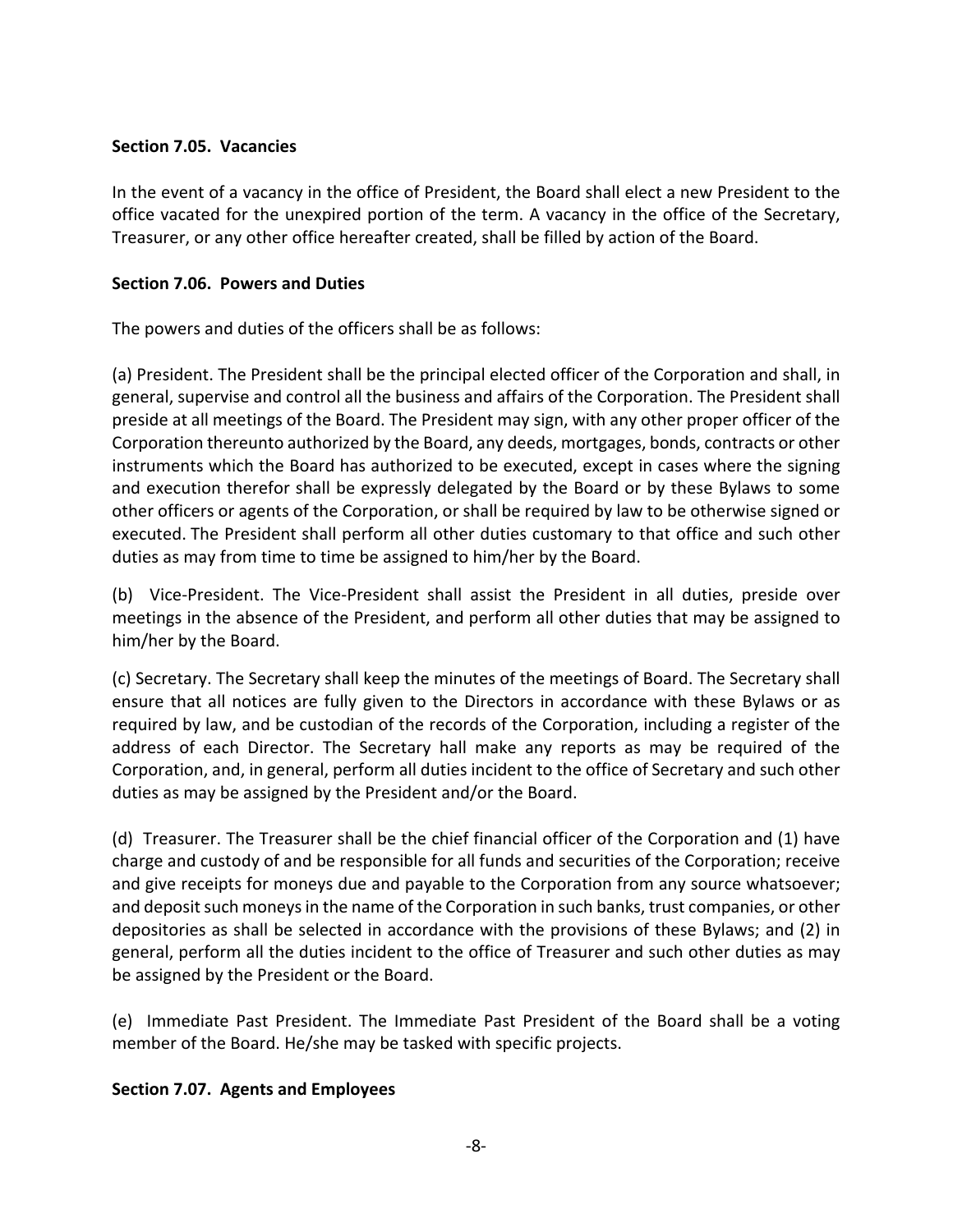**Section 7.05. Vacancies**

In the event of a vacancy in the office of President, the Board shall elect a new President to the office vacated for the unexpired portion of the term. A vacancy in the office of the Secretary, Treasurer, or any other office hereafter created, shall be filled by action of the Board.

**Section 7.06. Powers and Duties**

The powers and duties of the officers shall be as follows:

(a) President. The President shall be the principal elected officer of the Corporation and shall, in general, supervise and control all the business and affairs of the Corporation. The President shall preside at all meetings of the Board. The President may sign, with any other proper officer of the Corporation thereunto authorized by the Board, any deeds, mortgages, bonds, contracts or other instruments which the Board has authorized to be executed, except in cases where the signing and execution therefor shall be expressly delegated by the Board or by these Bylaws to some other officers or agents of the Corporation, or shall be required by law to be otherwise signed or executed. The President shall perform all other duties customary to that office and such other duties as may from time to time be assigned to him/her by the Board.

(b) Vice-President. The Vice-President shall assist the President in all duties, preside over meetings in the absence of the President, and perform all other duties that may be assigned to him/her by the Board.

(c) Secretary. The Secretary shall keep the minutes of the meetings of Board. The Secretary shall ensure that all notices are fully given to the Directors in accordance with these Bylaws or as required by law, and be custodian of the records of the Corporation, including a register of the address of each Director. The Secretary hall make any reports as may be required of the Corporation, and, in general, perform all duties incident to the office of Secretary and such other duties as may be assigned by the President and/or the Board.

(d) Treasurer. The Treasurer shall be the chief financial officer of the Corporation and (1) have charge and custody of and be responsible for all funds and securities of the Corporation; receive and give receipts for moneys due and payable to the Corporation from any source whatsoever; and deposit such moneys in the name of the Corporation in such banks, trust companies, or other depositories as shall be selected in accordance with the provisions of these Bylaws; and (2) in general, perform all the duties incident to the office of Treasurer and such other duties as may be assigned by the President or the Board.

(e) Immediate Past President. The Immediate Past President of the Board shall be a voting member of the Board. He/she may be tasked with specific projects.

**Section 7.07. Agents and Employees**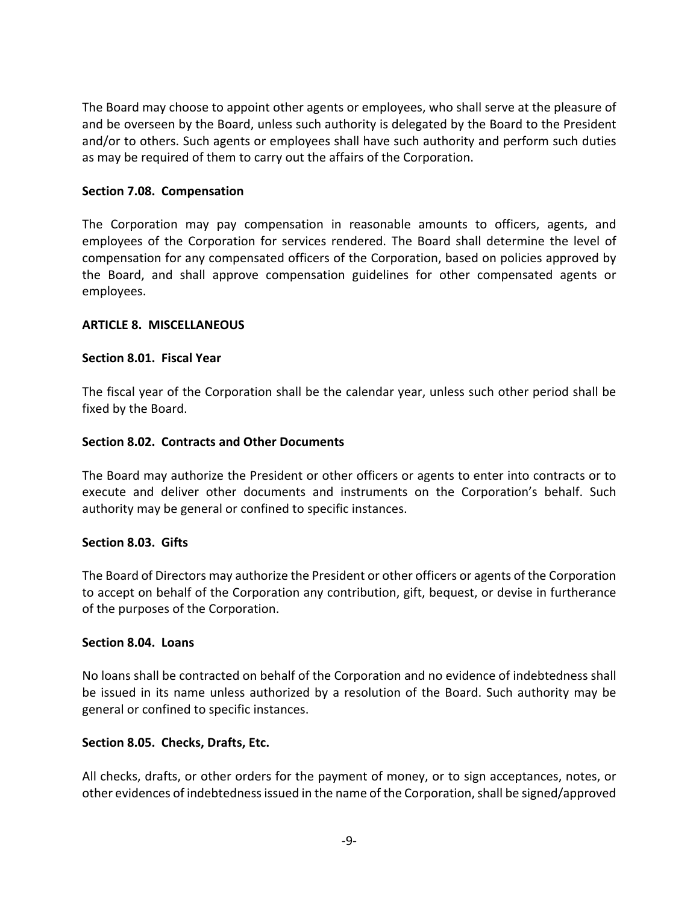The Board may choose to appoint other agents or employees, who shall serve at the pleasure of and be overseen by the Board, unless such authority is delegated by the Board to the President and/or to others. Such agents or employees shall have such authority and perform such duties as may be required of them to carry out the affairs of the Corporation.

**Section 7.08. Compensation**

The Corporation may pay compensation in reasonable amounts to officers, agents, and employees of the Corporation for services rendered. The Board shall determine the level of compensation for any compensated officers of the Corporation, based on policies approved by the Board, and shall approve compensation guidelines for other compensated agents or employees.

**ARTICLE 8. MISCELLANEOUS**

**Section 8.01. Fiscal Year**

The fiscal year of the Corporation shall be the calendar year, unless such other period shall be fixed by the Board.

**Section 8.02. Contracts and Other Documents**

The Board may authorize the President or other officers or agents to enter into contracts or to execute and deliver other documents and instruments on the Corporation's behalf. Such authority may be general or confined to specific instances.

**Section 8.03. Gifts**

The Board of Directors may authorize the President or other officers or agents of the Corporation to accept on behalf of the Corporation any contribution, gift, bequest, or devise in furtherance of the purposes of the Corporation.

**Section 8.04. Loans**

No loans shall be contracted on behalf of the Corporation and no evidence of indebtedness shall be issued in its name unless authorized by a resolution of the Board. Such authority may be general or confined to specific instances.

**Section 8.05. Checks, Drafts, Etc.**

All checks, drafts, or other orders for the payment of money, or to sign acceptances, notes, or other evidences of indebtedness issued in the name of the Corporation, shall be signed/approved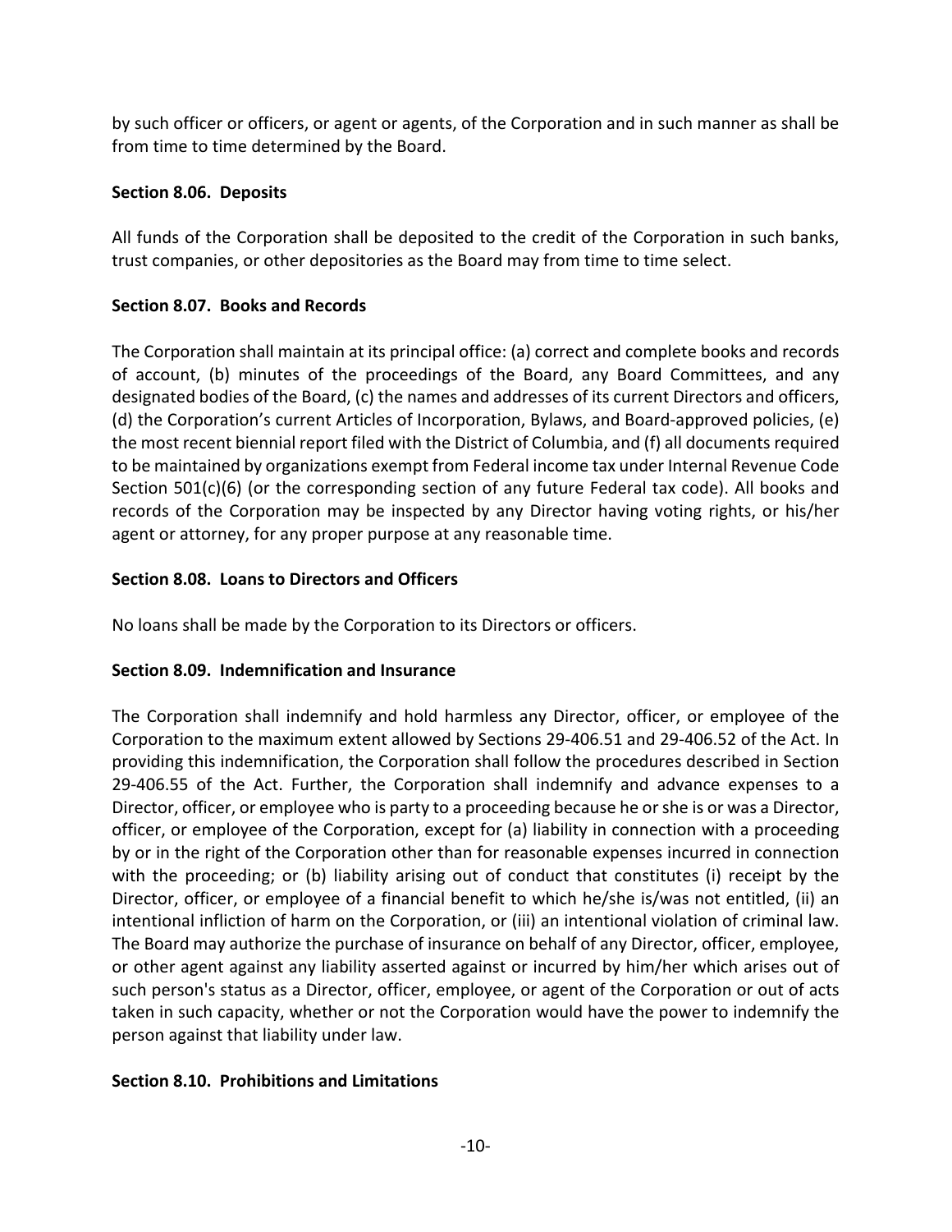by such officer or officers, or agent or agents, of the Corporation and in such manner as shall be from time to time determined by the Board.

### Section 8.06. Deposits

All funds of the Corporation shall be deposited to the credit of the Corporation in such banks, trust companies, or other depositories as the Board may from time to time select.

### Section 8.07. Books and Records

The Corporation shall maintain at its principal office: (a) correct and complete books and records of account, (b) minutes of the proceedings of the Board, any Board Committees, and any designated bodies of the Board, (c) the names and addresses of its current Directors and officers, (d) the Corporation's current Articles of Incorporation, Bylaws, and Board-approved policies, (e) the most recent biennial report filed with the District of Columbia, and (f) all documents required to be maintained by organizations exempt from Federal income tax under Internal Revenue Code Section 501(c)(6) (or the corresponding section of any future Federal tax code). All books and records of the Corporation may be inspected by any Director having voting rights, or his/her agent or attorney, for any proper purpose at any reasonable time.

### Section 8.08. Loans to Directors and Officers

No loans shall be made by the Corporation to its Directors or officers.

### Section 8.09. Indemnification and Insurance

The Corporation shall indemnify and hold harmless any Director, officer, or employee of the Corporation to the maximum extent allowed by Sections 29-406.51 and 29-406.52 of the Act. In providing this indemnification, the Corporation shall follow the procedures described in Section 29-406.55 of the Act. Further, the Corporation shall indemnify and advance expenses to a Director, officer, or employee who is party to a proceeding because he or she is or was a Director, officer, or employee of the Corporation, except for (a) liability in connection with a proceeding by or in the right of the Corporation other than for reasonable expenses incurred in connection with the proceeding; or (b) liability arising out of conduct that constitutes (i) receipt by the Director, officer, or employee of a financial benefit to which he/she is/was not entitled, (ii) an intentional infliction of harm on the Corporation, or (iii) an intentional violation of criminal law. The Board may authorize the purchase of insurance on behalf of any Director, officer, employee, or other agent against any liability asserted against or incurred by him/her which arises out of such person's status as a Director, officer, employee, or agent of the Corporation or out of acts taken in such capacity, whether or not the Corporation would have the power to indemnify the person against that liability under law.

### Section 8.10. Prohibitions and Limitations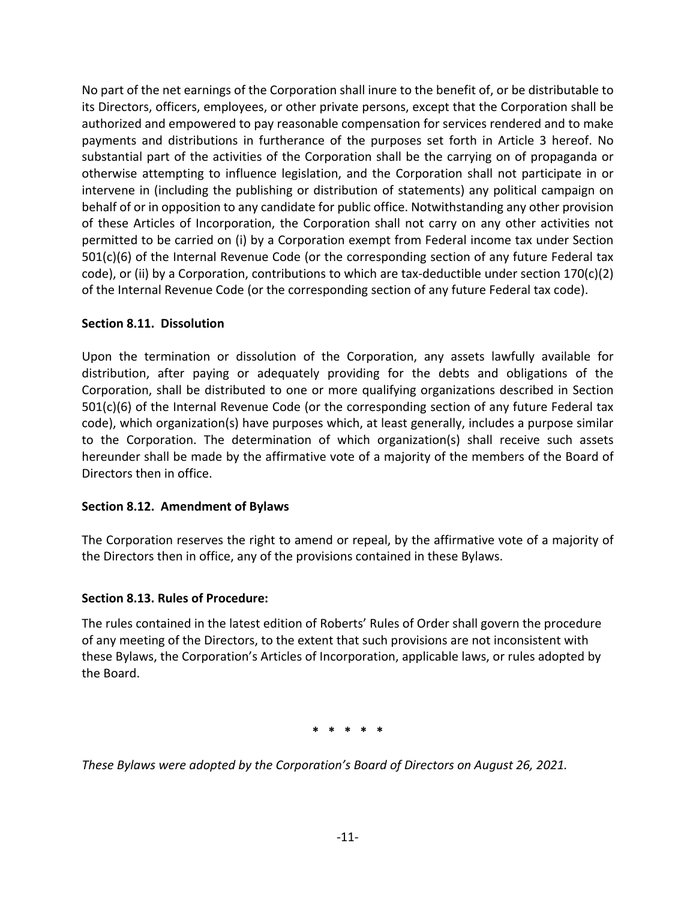No part of the net earnings of the Corporation shall inure to the benefit of, or be distributable to its Directors, officers, employees, or other private persons, except that the Corporation shall be authorized and empowered to pay reasonable compensation for services rendered and to make payments and distributions in furtherance of the purposes set forth in Article 3 hereof. No substantial part of the activities of the Corporation shall be the carrying on of propaganda or otherwise attempting to influence legislation, and the Corporation shall not participate in or intervene in (including the publishing or distribution of statements) any political campaign on behalf of or in opposition to any candidate for public office. Notwithstanding any other provision of these Articles of Incorporation, the Corporation shall not carry on any other activities not permitted to be carried on (i) by a Corporation exempt from Federal income tax under Section 501(c)(6) of the Internal Revenue Code (or the corresponding section of any future Federal tax code), or (ii) by a Corporation, contributions to which are tax-deductible under section 170(c)(2) of the Internal Revenue Code (or the corresponding section of any future Federal tax code).

**Section 8.11. Dissolution**

Upon the termination or dissolution of the Corporation, any assets lawfully available for distribution, after paying or adequately providing for the debts and obligations of the Corporation, shall be distributed to one or more qualifying organizations described in Section 501(c)(6) of the Internal Revenue Code (or the corresponding section of any future Federal tax code), which organization(s) have purposes which, at least generally, includes a purpose similar to the Corporation. The determination of which organization(s) shall receive such assets hereunder shall be made by the affirmative vote of a majority of the members of the Board of Directors then in office.

**Section 8.12. Amendment of Bylaws**

The Corporation reserves the right to amend or repeal, by the affirmative vote of a majority of the Directors then in office, any of the provisions contained in these Bylaws.

**Section 8.13. Rules of Procedure:**

The rules contained in the latest edition of Roberts' Rules of Order shall govern the procedure of any meeting of the Directors, to the extent that such provisions are not inconsistent with these Bylaws, the Corporation's Articles of Incorporation, applicable laws, or rules adopted by the Board.

**\* \* \* \* \***

*These Bylaws were adopted by the Corporation's Board of Directors on August 26, 2021.*